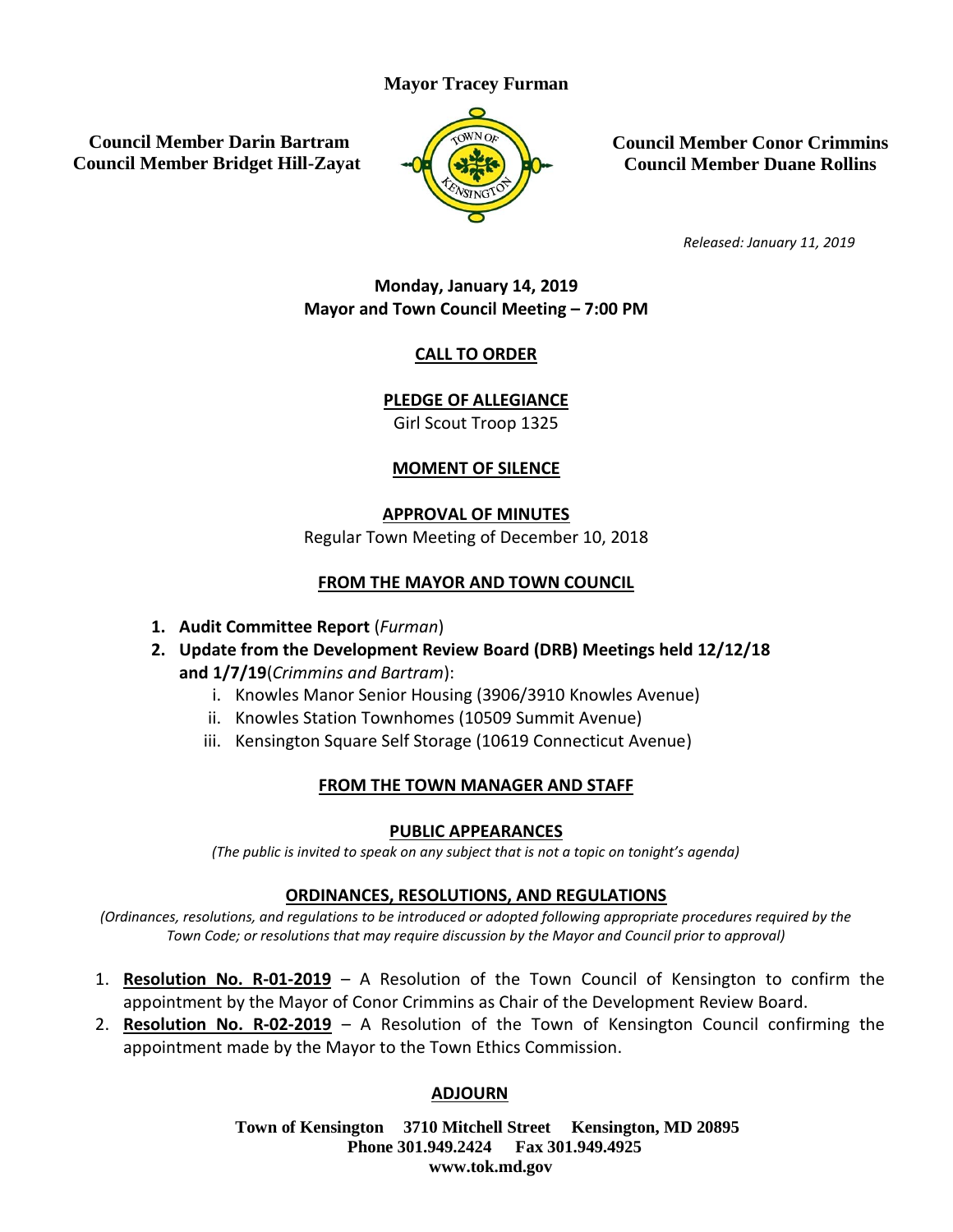**Mayor Tracey Furman**

**Council Member Darin Bartram**
**Council Member Bridget Hill-Zayat**

**Council Member Conor Crimmins**
**Council Member Duane Rollins**

*Released: January 11, 2019*

**Monday, January 14, 2019**
**Mayor and Town Council Meeting – 7:00 PM**

## CALL TO ORDER

## PLEDGE OF ALLEGIANCE

Girl Scout Troop 1325

## MOMENT OF SILENCE

## APPROVAL OF MINUTES

Regular Town Meeting of December 10, 2018

## FROM THE MAYOR AND TOWN COUNCIL

1. **Audit Committee Report** (*Furman*)
2. **Update from the Development Review Board (DRB) Meetings held 12/12/18 and 1/7/19**(*Crimmins and Bartram*):
   i. Knowles Manor Senior Housing (3906/3910 Knowles Avenue)
   ii. Knowles Station Townhomes (10509 Summit Avenue)
   iii. Kensington Square Self Storage (10619 Connecticut Avenue)

## FROM THE TOWN MANAGER AND STAFF

## PUBLIC APPEARANCES

*(The public is invited to speak on any subject that is not a topic on tonight's agenda)*

## ORDINANCES, RESOLUTIONS, AND REGULATIONS

*(Ordinances, resolutions, and regulations to be introduced or adopted following appropriate procedures required by the Town Code; or resolutions that may require discussion by the Mayor and Council prior to approval)*

1. **Resolution No. R-01-2019** – A Resolution of the Town Council of Kensington to confirm the appointment by the Mayor of Conor Crimmins as Chair of the Development Review Board.
2. **Resolution No. R-02-2019** – A Resolution of the Town of Kensington Council confirming the appointment made by the Mayor to the Town Ethics Commission.

## ADJOURN

**Town of Kensington 3710 Mitchell Street Kensington, MD 20895**
**Phone 301.949.2424 Fax 301.949.4925**
**www.tok.md.gov**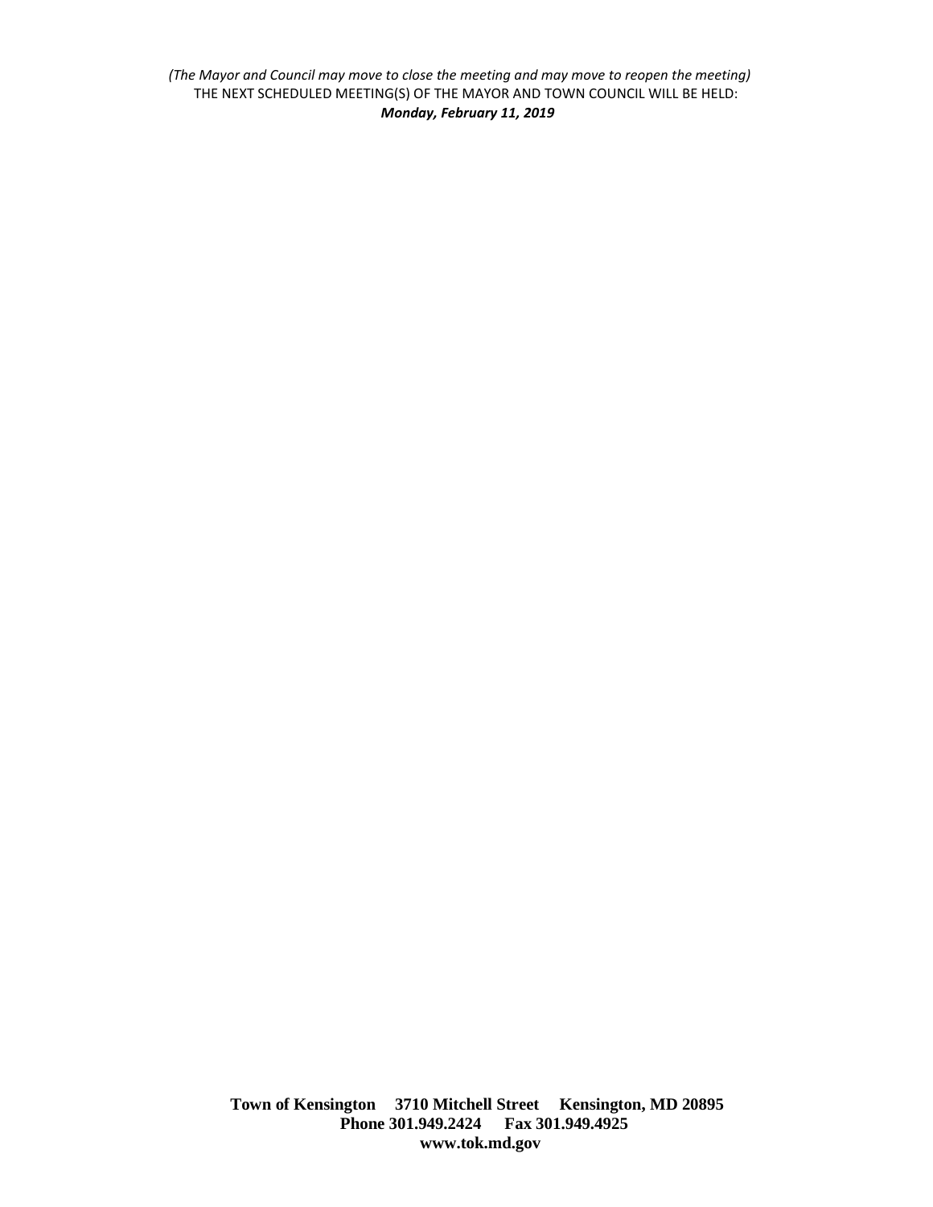*(The Mayor and Council may move to close the meeting and may move to reopen the meeting)*

THE NEXT SCHEDULED MEETING(S) OF THE MAYOR AND TOWN COUNCIL WILL BE HELD:

***Monday, February 11, 2019***

**Town of Kensington 3710 Mitchell Street Kensington, MD 20895**
**Phone 301.949.2424 Fax 301.949.4925**
**www.tok.md.gov**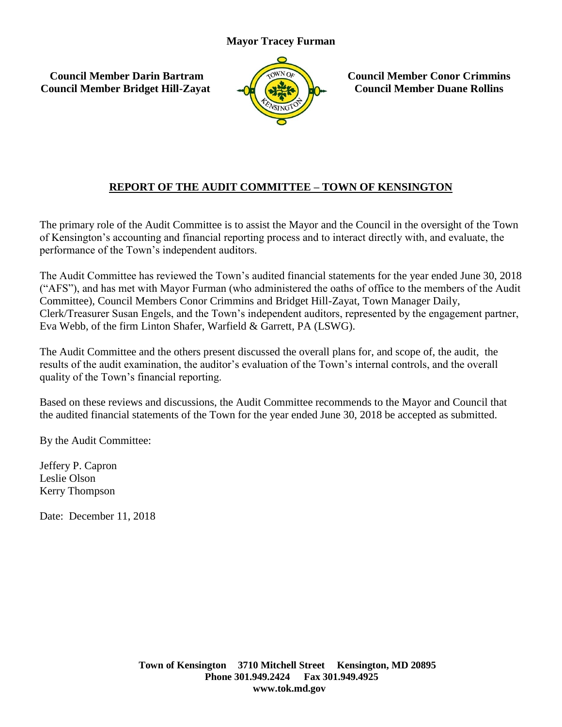**Mayor Tracey Furman**

**Council Member Darin Bartram**
**Council Member Bridget Hill-Zayat**

**Council Member Conor Crimmins**
**Council Member Duane Rollins**

## REPORT OF THE AUDIT COMMITTEE – TOWN OF KENSINGTON

The primary role of the Audit Committee is to assist the Mayor and the Council in the oversight of the Town of Kensington's accounting and financial reporting process and to interact directly with, and evaluate, the performance of the Town's independent auditors.

The Audit Committee has reviewed the Town's audited financial statements for the year ended June 30, 2018 ("AFS"), and has met with Mayor Furman (who administered the oaths of office to the members of the Audit Committee), Council Members Conor Crimmins and Bridget Hill-Zayat, Town Manager Daily, Clerk/Treasurer Susan Engels, and the Town's independent auditors, represented by the engagement partner, Eva Webb, of the firm Linton Shafer, Warfield & Garrett, PA (LSWG).

The Audit Committee and the others present discussed the overall plans for, and scope of, the audit, the results of the audit examination, the auditor's evaluation of the Town's internal controls, and the overall quality of the Town's financial reporting.

Based on these reviews and discussions, the Audit Committee recommends to the Mayor and Council that the audited financial statements of the Town for the year ended June 30, 2018 be accepted as submitted.

By the Audit Committee:

Jeffery P. Capron
Leslie Olson
Kerry Thompson

Date: December 11, 2018

**Town of Kensington 3710 Mitchell Street Kensington, MD 20895**
**Phone 301.949.2424 Fax 301.949.4925**
**www.tok.md.gov**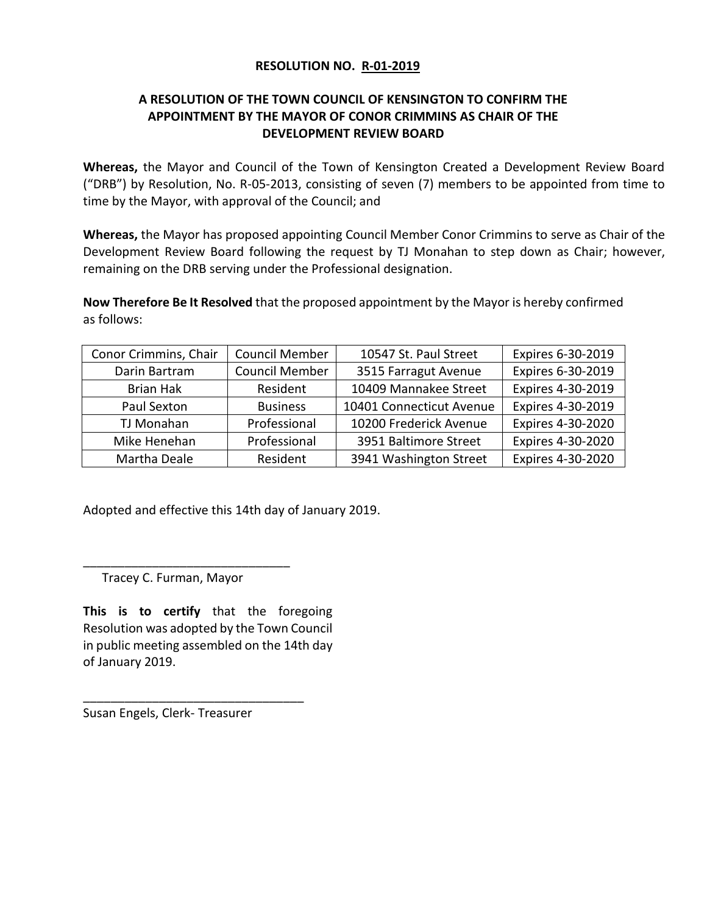**RESOLUTION NO. R-01-2019**

**A RESOLUTION OF THE TOWN COUNCIL OF KENSINGTON TO CONFIRM THE APPOINTMENT BY THE MAYOR OF CONOR CRIMMINS AS CHAIR OF THE DEVELOPMENT REVIEW BOARD**

**Whereas,** the Mayor and Council of the Town of Kensington Created a Development Review Board ("DRB") by Resolution, No. R-05-2013, consisting of seven (7) members to be appointed from time to time by the Mayor, with approval of the Council; and

**Whereas,** the Mayor has proposed appointing Council Member Conor Crimmins to serve as Chair of the Development Review Board following the request by TJ Monahan to step down as Chair; however, remaining on the DRB serving under the Professional designation.

**Now Therefore Be It Resolved** that the proposed appointment by the Mayor is hereby confirmed as follows:

| | | | |
|---|---|---|---|
| Conor Crimmins, Chair | Council Member | 10547 St. Paul Street | Expires 6-30-2019 |
| Darin Bartram | Council Member | 3515 Farragut Avenue | Expires 6-30-2019 |
| Brian Hak | Resident | 10409 Mannakee Street | Expires 4-30-2019 |
| Paul Sexton | Business | 10401 Connecticut Avenue | Expires 4-30-2019 |
| TJ Monahan | Professional | 10200 Frederick Avenue | Expires 4-30-2020 |
| Mike Henehan | Professional | 3951 Baltimore Street | Expires 4-30-2020 |
| Martha Deale | Resident | 3941 Washington Street | Expires 4-30-2020 |

Adopted and effective this 14th day of January 2019.

______________________________
Tracey C. Furman, Mayor

**This is to certify** that the foregoing Resolution was adopted by the Town Council in public meeting assembled on the 14th day of January 2019.

________________________________
Susan Engels, Clerk- Treasurer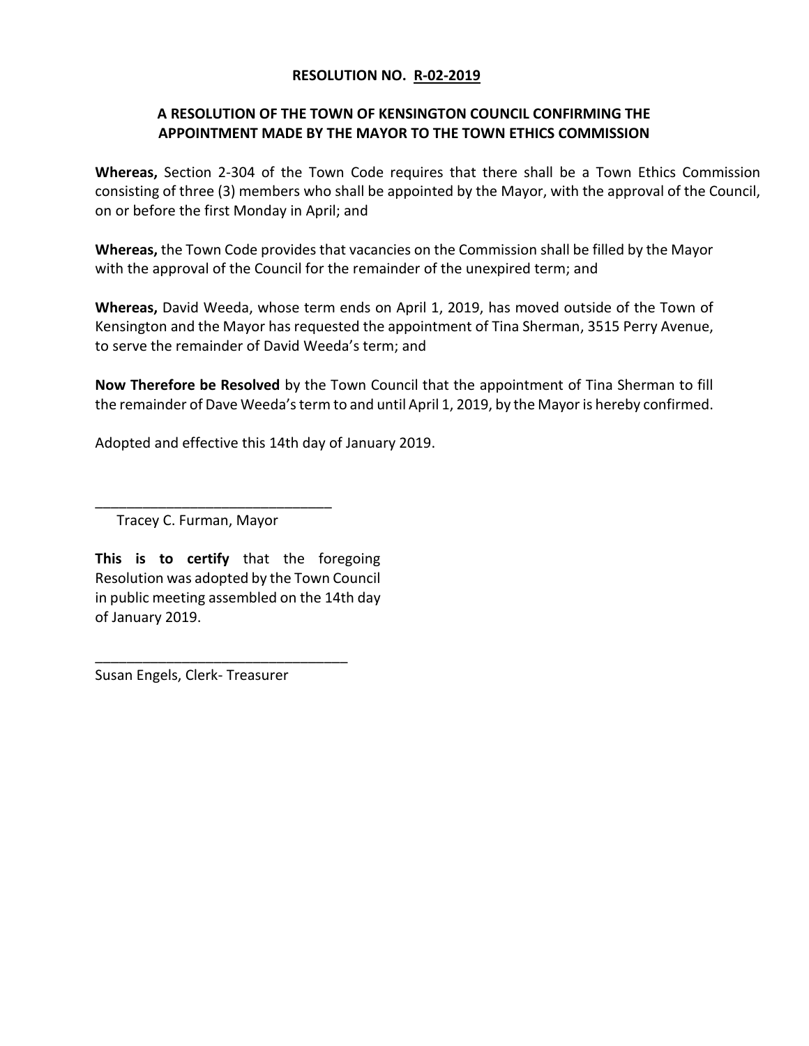**RESOLUTION NO. R-02-2019**

**A RESOLUTION OF THE TOWN OF KENSINGTON COUNCIL CONFIRMING THE APPOINTMENT MADE BY THE MAYOR TO THE TOWN ETHICS COMMISSION**

**Whereas,** Section 2-304 of the Town Code requires that there shall be a Town Ethics Commission consisting of three (3) members who shall be appointed by the Mayor, with the approval of the Council, on or before the first Monday in April; and

**Whereas,** the Town Code provides that vacancies on the Commission shall be filled by the Mayor with the approval of the Council for the remainder of the unexpired term; and

**Whereas,** David Weeda, whose term ends on April 1, 2019, has moved outside of the Town of Kensington and the Mayor has requested the appointment of Tina Sherman, 3515 Perry Avenue, to serve the remainder of David Weeda's term; and

**Now Therefore be Resolved** by the Town Council that the appointment of Tina Sherman to fill the remainder of Dave Weeda's term to and until April 1, 2019, by the Mayor is hereby confirmed.

Adopted and effective this 14th day of January 2019.

______________________________
Tracey C. Furman, Mayor

**This is to certify** that the foregoing Resolution was adopted by the Town Council in public meeting assembled on the 14th day of January 2019.

________________________________
Susan Engels, Clerk- Treasurer